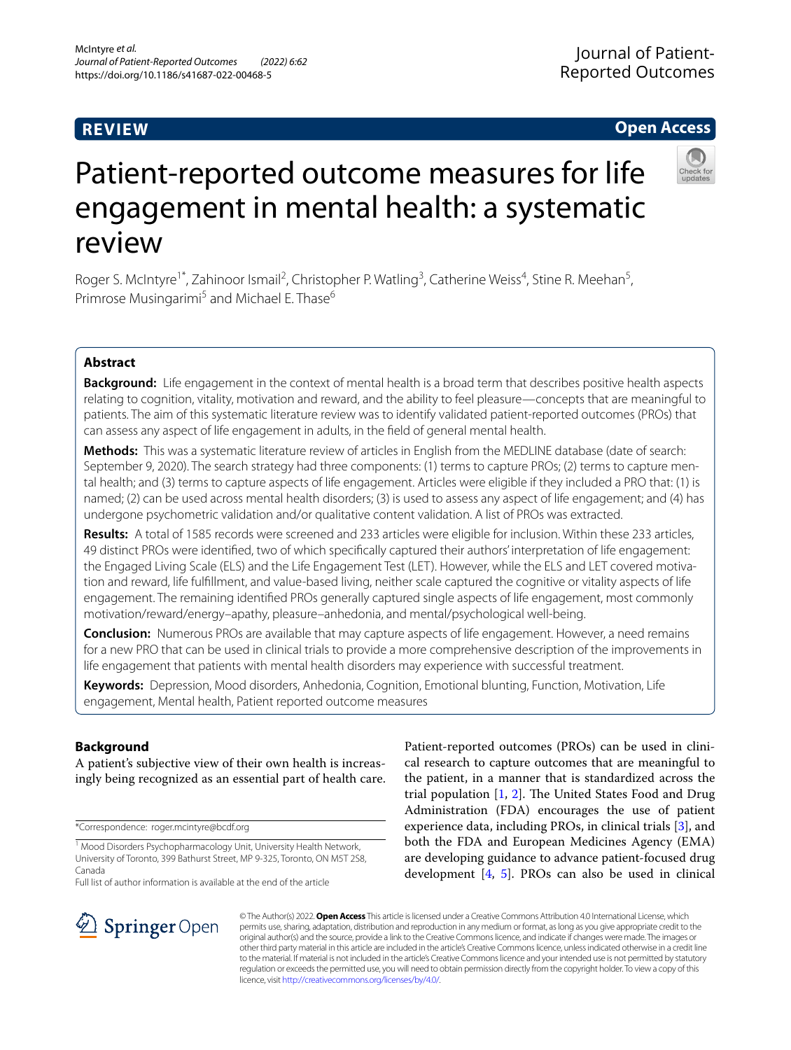REVIEW

Open Access

# Patient-reported outcome measures for life engagement in mental health: a systematic review

Roger S. McIntyre[1*], Zahinoor Ismail[2], Christopher P. Watling[3], Catherine Weiss[4], Stine R. Meehan[5], Primrose Musingarimi[5] and Michael E. Thase[6]

## Abstract

**Background:** Life engagement in the context of mental health is a broad term that describes positive health aspects relating to cognition, vitality, motivation and reward, and the ability to feel pleasure—concepts that are meaningful to patients. The aim of this systematic literature review was to identify validated patient-reported outcomes (PROs) that can assess any aspect of life engagement in adults, in the field of general mental health.

**Methods:** This was a systematic literature review of articles in English from the MEDLINE database (date of search: September 9, 2020). The search strategy had three components: (1) terms to capture PROs; (2) terms to capture mental health; and (3) terms to capture aspects of life engagement. Articles were eligible if they included a PRO that: (1) is named; (2) can be used across mental health disorders; (3) is used to assess any aspect of life engagement; and (4) has undergone psychometric validation and/or qualitative content validation. A list of PROs was extracted.

**Results:** A total of 1585 records were screened and 233 articles were eligible for inclusion. Within these 233 articles, 49 distinct PROs were identified, two of which specifically captured their authors' interpretation of life engagement: the Engaged Living Scale (ELS) and the Life Engagement Test (LET). However, while the ELS and LET covered motivation and reward, life fulfillment, and value-based living, neither scale captured the cognitive or vitality aspects of life engagement. The remaining identified PROs generally captured single aspects of life engagement, most commonly motivation/reward/energy–apathy, pleasure–anhedonia, and mental/psychological well-being.

**Conclusion:** Numerous PROs are available that may capture aspects of life engagement. However, a need remains for a new PRO that can be used in clinical trials to provide a more comprehensive description of the improvements in life engagement that patients with mental health disorders may experience with successful treatment.

**Keywords:** Depression, Mood disorders, Anhedonia, Cognition, Emotional blunting, Function, Motivation, Life engagement, Mental health, Patient reported outcome measures

## Background

A patient's subjective view of their own health is increasingly being recognized as an essential part of health care. Patient-reported outcomes (PROs) can be used in clinical research to capture outcomes that are meaningful to the patient, in a manner that is standardized across the trial population [1, 2]. The United States Food and Drug Administration (FDA) encourages the use of patient experience data, including PROs, in clinical trials [3], and both the FDA and European Medicines Agency (EMA) are developing guidance to advance patient-focused drug development [4, 5]. PROs can also be used in clinical

*Correspondence: roger.mcintyre@bcdf.org

[1] Mood Disorders Psychopharmacology Unit, University Health Network, University of Toronto, 399 Bathurst Street, MP 9-325, Toronto, ON M5T 2S8, Canada

Full list of author information is available at the end of the article

© The Author(s) 2022. **Open Access** This article is licensed under a Creative Commons Attribution 4.0 International License, which permits use, sharing, adaptation, distribution and reproduction in any medium or format, as long as you give appropriate credit to the original author(s) and the source, provide a link to the Creative Commons licence, and indicate if changes were made. The images or other third party material in this article are included in the article's Creative Commons licence, unless indicated otherwise in a credit line to the material. If material is not included in the article's Creative Commons licence and your intended use is not permitted by statutory regulation or exceeds the permitted use, you will need to obtain permission directly from the copyright holder. To view a copy of this licence, visit http://creativecommons.org/licenses/by/4.0/.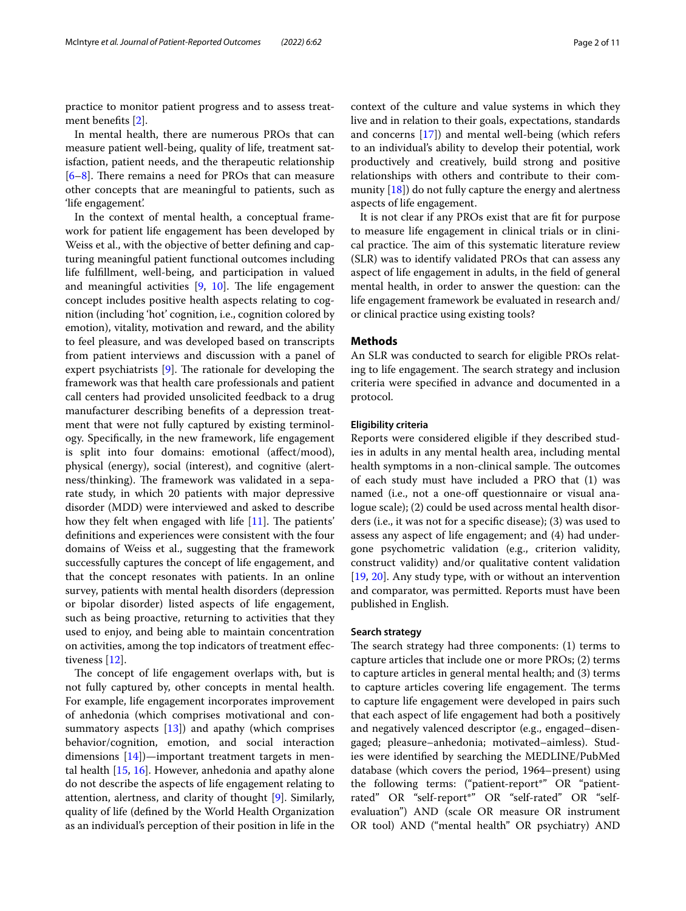practice to monitor patient progress and to assess treatment benefits [2].

In mental health, there are numerous PROs that can measure patient well-being, quality of life, treatment satisfaction, patient needs, and the therapeutic relationship [6–8]. There remains a need for PROs that can measure other concepts that are meaningful to patients, such as 'life engagement'.

In the context of mental health, a conceptual framework for patient life engagement has been developed by Weiss et al., with the objective of better defining and capturing meaningful patient functional outcomes including life fulfillment, well-being, and participation in valued and meaningful activities [9, 10]. The life engagement concept includes positive health aspects relating to cognition (including 'hot' cognition, i.e., cognition colored by emotion), vitality, motivation and reward, and the ability to feel pleasure, and was developed based on transcripts from patient interviews and discussion with a panel of expert psychiatrists [9]. The rationale for developing the framework was that health care professionals and patient call centers had provided unsolicited feedback to a drug manufacturer describing benefits of a depression treatment that were not fully captured by existing terminology. Specifically, in the new framework, life engagement is split into four domains: emotional (affect/mood), physical (energy), social (interest), and cognitive (alertness/thinking). The framework was validated in a separate study, in which 20 patients with major depressive disorder (MDD) were interviewed and asked to describe how they felt when engaged with life [11]. The patients' definitions and experiences were consistent with the four domains of Weiss et al., suggesting that the framework successfully captures the concept of life engagement, and that the concept resonates with patients. In an online survey, patients with mental health disorders (depression or bipolar disorder) listed aspects of life engagement, such as being proactive, returning to activities that they used to enjoy, and being able to maintain concentration on activities, among the top indicators of treatment effectiveness [12].

The concept of life engagement overlaps with, but is not fully captured by, other concepts in mental health. For example, life engagement incorporates improvement of anhedonia (which comprises motivational and consummatory aspects [13]) and apathy (which comprises behavior/cognition, emotion, and social interaction dimensions [14])—important treatment targets in mental health [15, 16]. However, anhedonia and apathy alone do not describe the aspects of life engagement relating to attention, alertness, and clarity of thought [9]. Similarly, quality of life (defined by the World Health Organization as an individual's perception of their position in life in the context of the culture and value systems in which they live and in relation to their goals, expectations, standards and concerns [17]) and mental well-being (which refers to an individual's ability to develop their potential, work productively and creatively, build strong and positive relationships with others and contribute to their community [18]) do not fully capture the energy and alertness aspects of life engagement.

It is not clear if any PROs exist that are fit for purpose to measure life engagement in clinical trials or in clinical practice. The aim of this systematic literature review (SLR) was to identify validated PROs that can assess any aspect of life engagement in adults, in the field of general mental health, in order to answer the question: can the life engagement framework be evaluated in research and/or clinical practice using existing tools?

## Methods

An SLR was conducted to search for eligible PROs relating to life engagement. The search strategy and inclusion criteria were specified in advance and documented in a protocol.

### Eligibility criteria

Reports were considered eligible if they described studies in adults in any mental health area, including mental health symptoms in a non-clinical sample. The outcomes of each study must have included a PRO that (1) was named (i.e., not a one-off questionnaire or visual analogue scale); (2) could be used across mental health disorders (i.e., it was not for a specific disease); (3) was used to assess any aspect of life engagement; and (4) had undergone psychometric validation (e.g., criterion validity, construct validity) and/or qualitative content validation [19, 20]. Any study type, with or without an intervention and comparator, was permitted. Reports must have been published in English.

### Search strategy

The search strategy had three components: (1) terms to capture articles that include one or more PROs; (2) terms to capture articles in general mental health; and (3) terms to capture articles covering life engagement. The terms to capture life engagement were developed in pairs such that each aspect of life engagement had both a positively and negatively valenced descriptor (e.g., engaged–disengaged; pleasure–anhedonia; motivated–aimless). Studies were identified by searching the MEDLINE/PubMed database (which covers the period, 1964–present) using the following terms: ("patient-report*" OR "patient-rated" OR "self-report*" OR "self-rated" OR "self-evaluation") AND (scale OR measure OR instrument OR tool) AND ("mental health" OR psychiatry) AND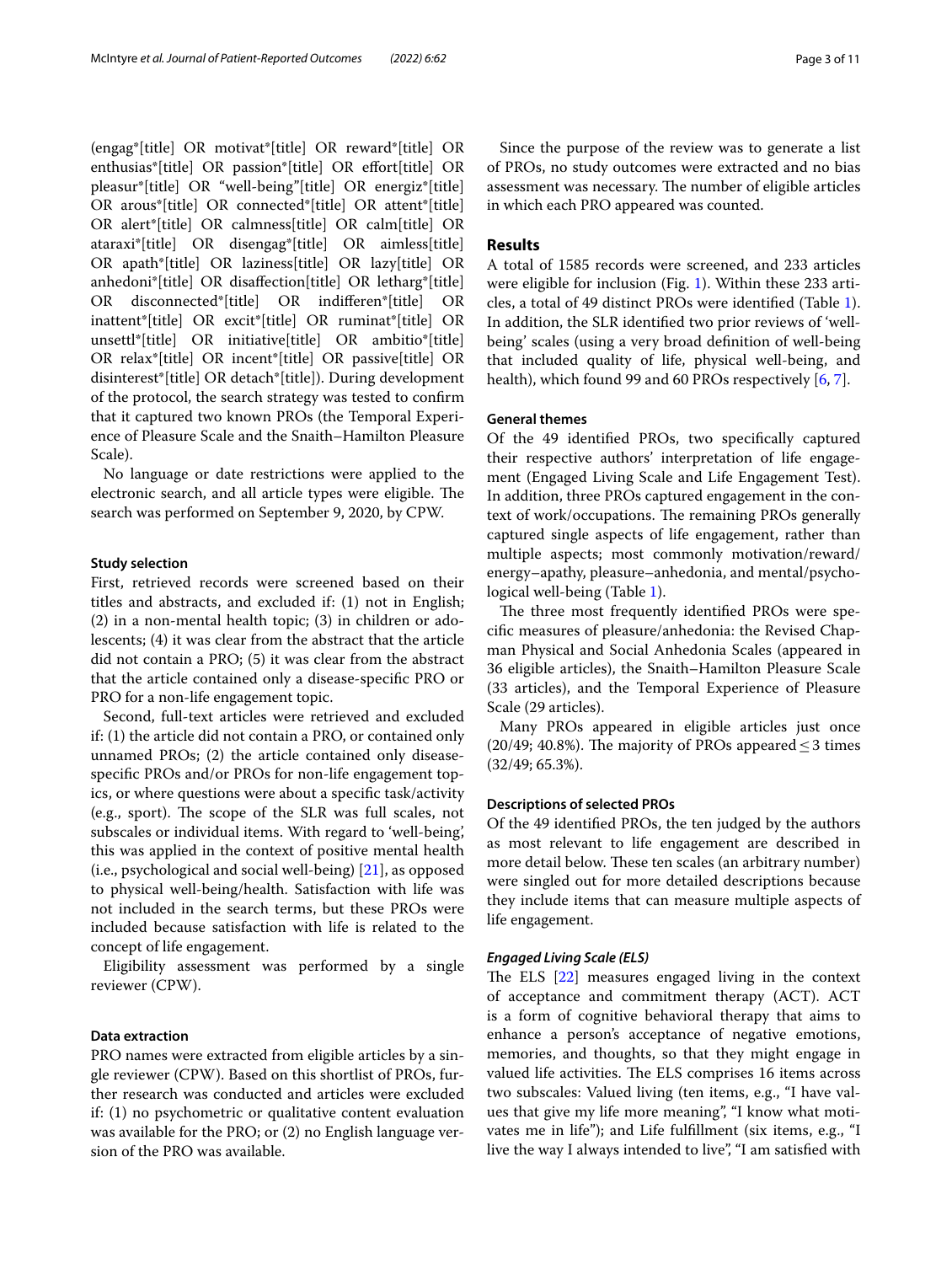(engag*[title] OR motivat*[title] OR reward*[title] OR enthusias*[title] OR passion*[title] OR effort[title] OR pleasur*[title] OR "well-being"[title] OR energiz*[title] OR arous*[title] OR connected*[title] OR attent*[title] OR alert*[title] OR calmness[title] OR calm[title] OR ataraxi*[title] OR disengag*[title] OR aimless[title] OR apath*[title] OR laziness[title] OR lazy[title] OR anhedoni*[title] OR disaffection[title] OR letharg*[title] OR disconnected*[title] OR indifferen*[title] OR inattent*[title] OR excit*[title] OR ruminat*[title] OR unsettl*[title] OR initiative[title] OR ambitio*[title] OR relax*[title] OR incent*[title] OR passive[title] OR disinterest*[title] OR detach*[title]). During development of the protocol, the search strategy was tested to confirm that it captured two known PROs (the Temporal Experience of Pleasure Scale and the Snaith–Hamilton Pleasure Scale).

No language or date restrictions were applied to the electronic search, and all article types were eligible. The search was performed on September 9, 2020, by CPW.

### Study selection

First, retrieved records were screened based on their titles and abstracts, and excluded if: (1) not in English; (2) in a non-mental health topic; (3) in children or adolescents; (4) it was clear from the abstract that the article did not contain a PRO; (5) it was clear from the abstract that the article contained only a disease-specific PRO or PRO for a non-life engagement topic.

Second, full-text articles were retrieved and excluded if: (1) the article did not contain a PRO, or contained only unnamed PROs; (2) the article contained only disease-specific PROs and/or PROs for non-life engagement topics, or where questions were about a specific task/activity (e.g., sport). The scope of the SLR was full scales, not subscales or individual items. With regard to 'well-being', this was applied in the context of positive mental health (i.e., psychological and social well-being) [21], as opposed to physical well-being/health. Satisfaction with life was not included in the search terms, but these PROs were included because satisfaction with life is related to the concept of life engagement.

Eligibility assessment was performed by a single reviewer (CPW).

### Data extraction

PRO names were extracted from eligible articles by a single reviewer (CPW). Based on this shortlist of PROs, further research was conducted and articles were excluded if: (1) no psychometric or qualitative content evaluation was available for the PRO; or (2) no English language version of the PRO was available.

Since the purpose of the review was to generate a list of PROs, no study outcomes were extracted and no bias assessment was necessary. The number of eligible articles in which each PRO appeared was counted.

## Results

A total of 1585 records were screened, and 233 articles were eligible for inclusion (Fig. 1). Within these 233 articles, a total of 49 distinct PROs were identified (Table 1). In addition, the SLR identified two prior reviews of 'well-being' scales (using a very broad definition of well-being that included quality of life, physical well-being, and health), which found 99 and 60 PROs respectively [6, 7].

### General themes

Of the 49 identified PROs, two specifically captured their respective authors' interpretation of life engagement (Engaged Living Scale and Life Engagement Test). In addition, three PROs captured engagement in the context of work/occupations. The remaining PROs generally captured single aspects of life engagement, rather than multiple aspects; most commonly motivation/reward/energy–apathy, pleasure–anhedonia, and mental/psychological well-being (Table 1).

The three most frequently identified PROs were specific measures of pleasure/anhedonia: the Revised Chapman Physical and Social Anhedonia Scales (appeared in 36 eligible articles), the Snaith–Hamilton Pleasure Scale (33 articles), and the Temporal Experience of Pleasure Scale (29 articles).

Many PROs appeared in eligible articles just once (20/49; 40.8%). The majority of PROs appeared $\leq 3$ times (32/49; 65.3%).

### Descriptions of selected PROs

Of the 49 identified PROs, the ten judged by the authors as most relevant to life engagement are described in more detail below. These ten scales (an arbitrary number) were singled out for more detailed descriptions because they include items that can measure multiple aspects of life engagement.

#### *Engaged Living Scale (ELS)*

The ELS [22] measures engaged living in the context of acceptance and commitment therapy (ACT). ACT is a form of cognitive behavioral therapy that aims to enhance a person's acceptance of negative emotions, memories, and thoughts, so that they might engage in valued life activities. The ELS comprises 16 items across two subscales: Valued living (ten items, e.g., "I have values that give my life more meaning", "I know what motivates me in life"); and Life fulfillment (six items, e.g., "I live the way I always intended to live", "I am satisfied with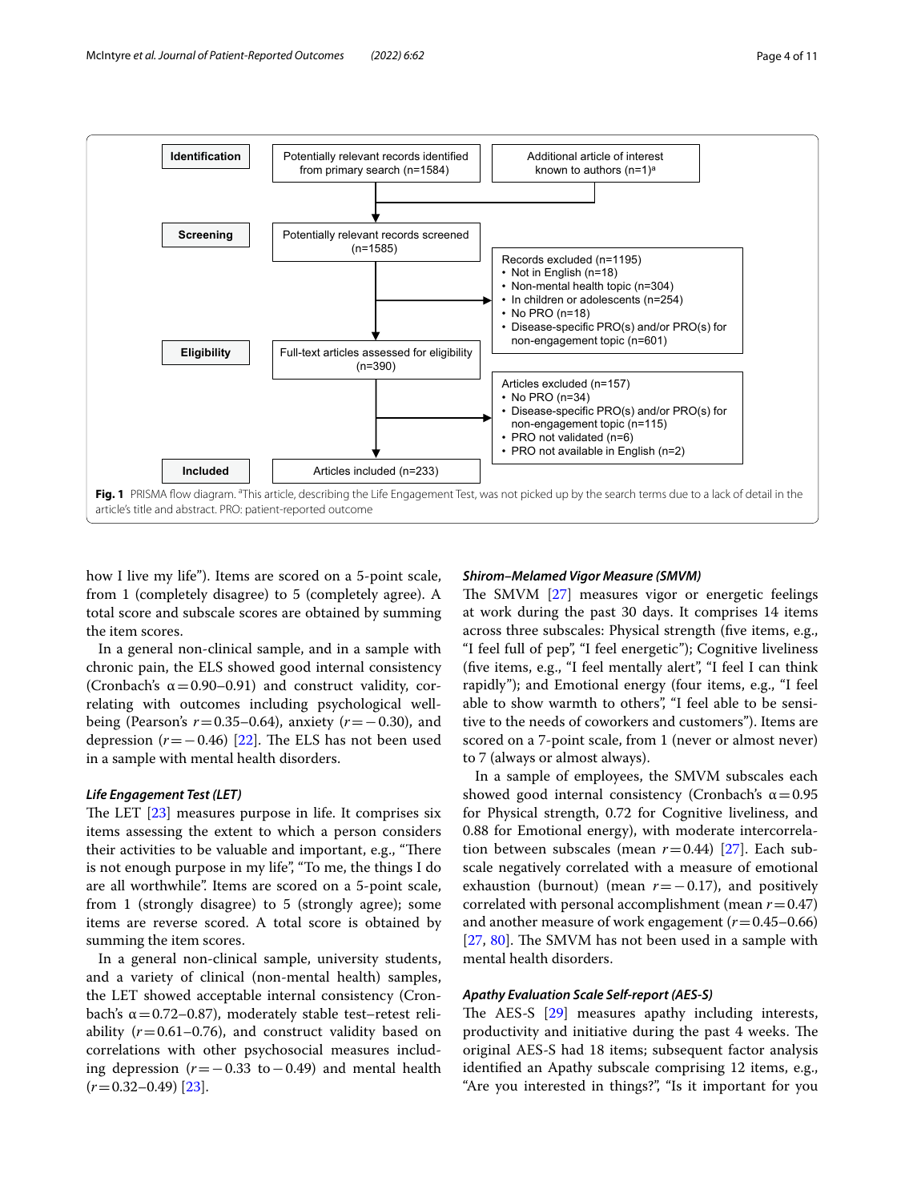Identification | Potentially relevant records identified from primary search (n=1584) | Additional article of interest known to authors (n=1)[a]

Screening | Potentially relevant records screened (n=1585)

Records excluded (n=1195)
- Not in English (n=18)
- Non-mental health topic (n=304)
- In children or adolescents (n=254)
- No PRO (n=18)
- Disease-specific PRO(s) and/or PRO(s) for non-engagement topic (n=601)

Eligibility | Full-text articles assessed for eligibility (n=390)

Articles excluded (n=157)
- No PRO (n=34)
- Disease-specific PRO(s) and/or PRO(s) for non-engagement topic (n=115)
- PRO not validated (n=6)
- PRO not available in English (n=2)

Included | Articles included (n=233)

**Fig. 1** PRISMA flow diagram. [a]This article, describing the Life Engagement Test, was not picked up by the search terms due to a lack of detail in the article's title and abstract. PRO: patient-reported outcome

how I live my life"). Items are scored on a 5-point scale, from 1 (completely disagree) to 5 (completely agree). A total score and subscale scores are obtained by summing the item scores.

In a general non-clinical sample, and in a sample with chronic pain, the ELS showed good internal consistency (Cronbach's $\alpha = 0.90–0.91$) and construct validity, correlating with outcomes including psychological well-being (Pearson's $r = 0.35–0.64$), anxiety ($r = -0.30$), and depression ($r = -0.46$) [22]. The ELS has not been used in a sample with mental health disorders.

### Life Engagement Test (LET)

The LET [23] measures purpose in life. It comprises six items assessing the extent to which a person considers their activities to be valuable and important, e.g., "There is not enough purpose in my life", "To me, the things I do are all worthwhile". Items are scored on a 5-point scale, from 1 (strongly disagree) to 5 (strongly agree); some items are reverse scored. A total score is obtained by summing the item scores.

In a general non-clinical sample, university students, and a variety of clinical (non-mental health) samples, the LET showed acceptable internal consistency (Cronbach's $\alpha = 0.72–0.87$), moderately stable test–retest reliability ($r = 0.61–0.76$), and construct validity based on correlations with other psychosocial measures including depression ($r = -0.33$ to $-0.49$) and mental health ($r = 0.32–0.49$) [23].

### Shirom–Melamed Vigor Measure (SMVM)

The SMVM [27] measures vigor or energetic feelings at work during the past 30 days. It comprises 14 items across three subscales: Physical strength (five items, e.g., "I feel full of pep", "I feel energetic"); Cognitive liveliness (five items, e.g., "I feel mentally alert", "I feel I can think rapidly"); and Emotional energy (four items, e.g., "I feel able to show warmth to others", "I feel able to be sensitive to the needs of coworkers and customers"). Items are scored on a 7-point scale, from 1 (never or almost never) to 7 (always or almost always).

In a sample of employees, the SMVM subscales each showed good internal consistency (Cronbach's $\alpha = 0.95$ for Physical strength, 0.72 for Cognitive liveliness, and 0.88 for Emotional energy), with moderate intercorrelation between subscales (mean $r = 0.44$) [27]. Each subscale negatively correlated with a measure of emotional exhaustion (burnout) (mean $r = -0.17$), and positively correlated with personal accomplishment (mean $r = 0.47$) and another measure of work engagement ($r = 0.45–0.66$) [27, 80]. The SMVM has not been used in a sample with mental health disorders.

### Apathy Evaluation Scale Self-report (AES-S)

The AES-S [29] measures apathy including interests, productivity and initiative during the past 4 weeks. The original AES-S had 18 items; subsequent factor analysis identified an Apathy subscale comprising 12 items, e.g., "Are you interested in things?", "Is it important for you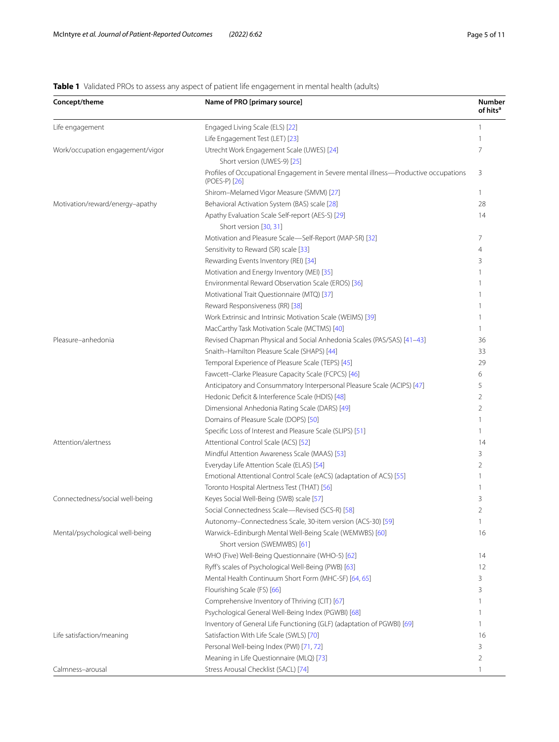**Table 1** Validated PROs to assess any aspect of patient life engagement in mental health (adults)

| Concept/theme | Name of PRO [primary source] | Number of hits[a] |
|---|---|---|
| Life engagement | Engaged Living Scale (ELS) [22] | 1 |
| | Life Engagement Test (LET) [23] | 1 |
| Work/occupation engagement/vigor | Utrecht Work Engagement Scale (UWES) [24] | 7 |
| | Short version (UWES-9) [25] | |
| | Profiles of Occupational Engagement in Severe mental illness—Productive occupations (POES-P) [26] | 3 |
| | Shirom–Melamed Vigor Measure (SMVM) [27] | 1 |
| Motivation/reward/energy–apathy | Behavioral Activation System (BAS) scale [28] | 28 |
| | Apathy Evaluation Scale Self-report (AES-S) [29] | 14 |
| | Short version [30, 31] | |
| | Motivation and Pleasure Scale—Self-Report (MAP-SR) [32] | 7 |
| | Sensitivity to Reward (SR) scale [33] | 4 |
| | Rewarding Events Inventory (REI) [34] | 3 |
| | Motivation and Energy Inventory (MEI) [35] | 1 |
| | Environmental Reward Observation Scale (EROS) [36] | 1 |
| | Motivational Trait Questionnaire (MTQ) [37] | 1 |
| | Reward Responsiveness (RR) [38] | 1 |
| | Work Extrinsic and Intrinsic Motivation Scale (WEIMS) [39] | 1 |
| | MacCarthy Task Motivation Scale (MCTMS) [40] | 1 |
| Pleasure–anhedonia | Revised Chapman Physical and Social Anhedonia Scales (PAS/SAS) [41–43] | 36 |
| | Snaith–Hamilton Pleasure Scale (SHAPS) [44] | 33 |
| | Temporal Experience of Pleasure Scale (TEPS) [45] | 29 |
| | Fawcett–Clarke Pleasure Capacity Scale (FCPCS) [46] | 6 |
| | Anticipatory and Consummatory Interpersonal Pleasure Scale (ACIPS) [47] | 5 |
| | Hedonic Deficit & Interference Scale (HDIS) [48] | 2 |
| | Dimensional Anhedonia Rating Scale (DARS) [49] | 2 |
| | Domains of Pleasure Scale (DOPS) [50] | 1 |
| | Specific Loss of Interest and Pleasure Scale (SLIPS) [51] | 1 |
| Attention/alertness | Attentional Control Scale (ACS) [52] | 14 |
| | Mindful Attention Awareness Scale (MAAS) [53] | 3 |
| | Everyday Life Attention Scale (ELAS) [54] | 2 |
| | Emotional Attentional Control Scale (eACS) (adaptation of ACS) [55] | 1 |
| | Toronto Hospital Alertness Test (THAT) [56] | 1 |
| Connectedness/social well-being | Keyes Social Well-Being (SWB) scale [57] | 3 |
| | Social Connectedness Scale—Revised (SCS-R) [58] | 2 |
| | Autonomy–Connectedness Scale, 30-item version (ACS-30) [59] | 1 |
| Mental/psychological well-being | Warwick–Edinburgh Mental Well-Being Scale (WEMWBS) [60] | 16 |
| | Short version (SWEMWBS) [61] | |
| | WHO (Five) Well-Being Questionnaire (WHO-5) [62] | 14 |
| | Ryff's scales of Psychological Well-Being (PWB) [63] | 12 |
| | Mental Health Continuum Short Form (MHC-SF) [64, 65] | 3 |
| | Flourishing Scale (FS) [66] | 3 |
| | Comprehensive Inventory of Thriving (CIT) [67] | 1 |
| | Psychological General Well-Being Index (PGWBI) [68] | 1 |
| | Inventory of General Life Functioning (GLF) (adaptation of PGWBI) [69] | 1 |
| Life satisfaction/meaning | Satisfaction With Life Scale (SWLS) [70] | 16 |
| | Personal Well-being Index (PWI) [71, 72] | 3 |
| | Meaning in Life Questionnaire (MLQ) [73] | 2 |
| Calmness–arousal | Stress Arousal Checklist (SACL) [74] | 1 |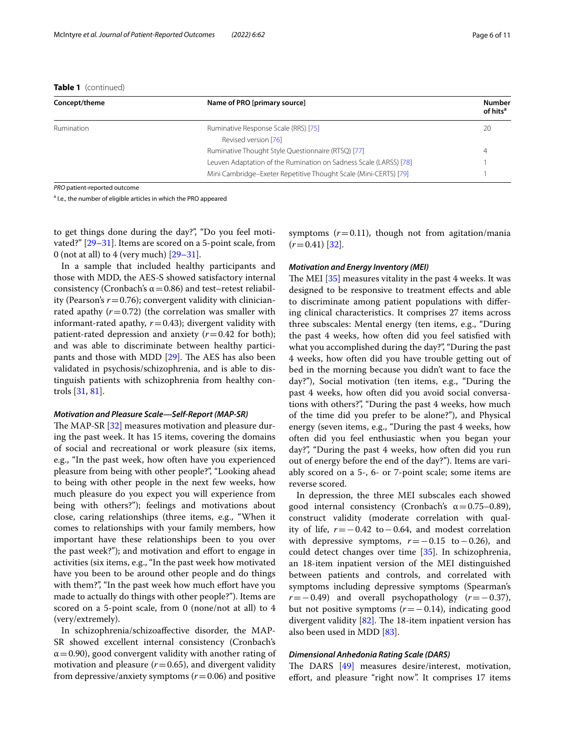**Table 1** (continued)

| Concept/theme | Name of PRO [primary source] | Number of hits[a] |
| --- | --- | --- |
| Rumination | Ruminative Response Scale (RRS) [75] | 20 |
| | Revised version [76] | |
| | Ruminative Thought Style Questionnaire (RTSQ) [77] | 4 |
| | Leuven Adaptation of the Rumination on Sadness Scale (LARSS) [78] | 1 |
| | Mini Cambridge–Exeter Repetitive Thought Scale (Mini-CERTS) [79] | 1 |

*PRO* patient-reported outcome

[a] I.e., the number of eligible articles in which the PRO appeared

to get things done during the day?", "Do you feel motivated?" [29–31]. Items are scored on a 5-point scale, from 0 (not at all) to 4 (very much) [29–31].

In a sample that included healthy participants and those with MDD, the AES-S showed satisfactory internal consistency (Cronbach's $\alpha = 0.86$) and test–retest reliability (Pearson's $r = 0.76$); convergent validity with clinician-rated apathy ($r = 0.72$) (the correlation was smaller with informant-rated apathy, $r = 0.43$); divergent validity with patient-rated depression and anxiety ($r = 0.42$ for both); and was able to discriminate between healthy participants and those with MDD [29]. The AES has also been validated in psychosis/schizophrenia, and is able to distinguish patients with schizophrenia from healthy controls [31, 81].

#### *Motivation and Pleasure Scale—Self-Report (MAP-SR)*

The MAP-SR [32] measures motivation and pleasure during the past week. It has 15 items, covering the domains of social and recreational or work pleasure (six items, e.g., "In the past week, how often have you experienced pleasure from being with other people?", "Looking ahead to being with other people in the next few weeks, how much pleasure do you expect you will experience from being with others?"); feelings and motivations about close, caring relationships (three items, e.g., "When it comes to relationships with your family members, how important have these relationships been to you over the past week?"); and motivation and effort to engage in activities (six items, e.g., "In the past week how motivated have you been to be around other people and do things with them?", "In the past week how much effort have you made to actually do things with other people?"). Items are scored on a 5-point scale, from 0 (none/not at all) to 4 (very/extremely).

In schizophrenia/schizoaffective disorder, the MAP-SR showed excellent internal consistency (Cronbach's $\alpha = 0.90$), good convergent validity with another rating of motivation and pleasure ($r = 0.65$), and divergent validity from depressive/anxiety symptoms ($r = 0.06$) and positive symptoms ($r = 0.11$), though not from agitation/mania ($r = 0.41$) [32].

#### *Motivation and Energy Inventory (MEI)*

The MEI [35] measures vitality in the past 4 weeks. It was designed to be responsive to treatment effects and able to discriminate among patient populations with differing clinical characteristics. It comprises 27 items across three subscales: Mental energy (ten items, e.g., "During the past 4 weeks, how often did you feel satisfied with what you accomplished during the day?", "During the past 4 weeks, how often did you have trouble getting out of bed in the morning because you didn't want to face the day?"), Social motivation (ten items, e.g., "During the past 4 weeks, how often did you avoid social conversations with others?", "During the past 4 weeks, how much of the time did you prefer to be alone?"), and Physical energy (seven items, e.g., "During the past 4 weeks, how often did you feel enthusiastic when you began your day?", "During the past 4 weeks, how often did you run out of energy before the end of the day?"). Items are variably scored on a 5-, 6- or 7-point scale; some items are reverse scored.

In depression, the three MEI subscales each showed good internal consistency (Cronbach's $\alpha = 0.75$–$0.89$), construct validity (moderate correlation with quality of life, $r = -0.42$ to $-0.64$, and modest correlation with depressive symptoms, $r = -0.15$ to $-0.26$), and could detect changes over time [35]. In schizophrenia, an 18-item inpatient version of the MEI distinguished between patients and controls, and correlated with symptoms including depressive symptoms (Spearman's $r = -0.49$) and overall psychopathology ($r = -0.37$), but not positive symptoms ($r = -0.14$), indicating good divergent validity [82]. The 18-item inpatient version has also been used in MDD [83].

#### *Dimensional Anhedonia Rating Scale (DARS)*

The DARS [49] measures desire/interest, motivation, effort, and pleasure "right now". It comprises 17 items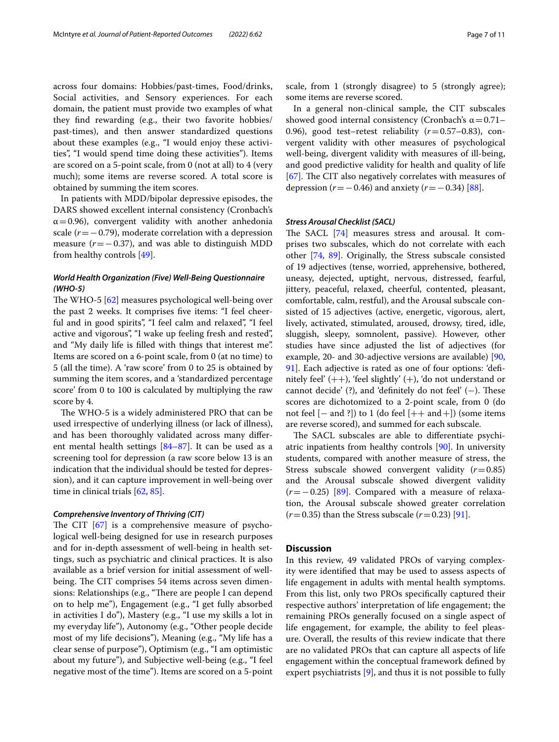across four domains: Hobbies/past-times, Food/drinks, Social activities, and Sensory experiences. For each domain, the patient must provide two examples of what they find rewarding (e.g., their two favorite hobbies/past-times), and then answer standardized questions about these examples (e.g., "I would enjoy these activities", "I would spend time doing these activities"). Items are scored on a 5-point scale, from 0 (not at all) to 4 (very much); some items are reverse scored. A total score is obtained by summing the item scores.

In patients with MDD/bipolar depressive episodes, the DARS showed excellent internal consistency (Cronbach's $\alpha = 0.96$), convergent validity with another anhedonia scale ($r = -0.79$), moderate correlation with a depression measure ($r = -0.37$), and was able to distinguish MDD from healthy controls [49].

#### *World Health Organization (Five) Well-Being Questionnaire (WHO-5)*

The WHO-5 [62] measures psychological well-being over the past 2 weeks. It comprises five items: "I feel cheerful and in good spirits", "I feel calm and relaxed", "I feel active and vigorous", "I wake up feeling fresh and rested", and "My daily life is filled with things that interest me". Items are scored on a 6-point scale, from 0 (at no time) to 5 (all the time). A 'raw score' from 0 to 25 is obtained by summing the item scores, and a 'standardized percentage score' from 0 to 100 is calculated by multiplying the raw score by 4.

The WHO-5 is a widely administered PRO that can be used irrespective of underlying illness (or lack of illness), and has been thoroughly validated across many different mental health settings [84–87]. It can be used as a screening tool for depression (a raw score below 13 is an indication that the individual should be tested for depression), and it can capture improvement in well-being over time in clinical trials [62, 85].

#### *Comprehensive Inventory of Thriving (CIT)*

The CIT [67] is a comprehensive measure of psychological well-being designed for use in research purposes and for in-depth assessment of well-being in health settings, such as psychiatric and clinical practices. It is also available as a brief version for initial assessment of well-being. The CIT comprises 54 items across seven dimensions: Relationships (e.g., "There are people I can depend on to help me"), Engagement (e.g., "I get fully absorbed in activities I do"), Mastery (e.g., "I use my skills a lot in my everyday life"), Autonomy (e.g., "Other people decide most of my life decisions"), Meaning (e.g., "My life has a clear sense of purpose"), Optimism (e.g., "I am optimistic about my future"), and Subjective well-being (e.g., "I feel negative most of the time"). Items are scored on a 5-point scale, from 1 (strongly disagree) to 5 (strongly agree); some items are reverse scored.

In a general non-clinical sample, the CIT subscales showed good internal consistency (Cronbach's $\alpha = 0.71$–0.96), good test–retest reliability ($r = 0.57$–0.83), convergent validity with other measures of psychological well-being, divergent validity with measures of ill-being, and good predictive validity for health and quality of life [67]. The CIT also negatively correlates with measures of depression ($r = -0.46$) and anxiety ($r = -0.34$) [88].

#### *Stress Arousal Checklist (SACL)*

The SACL [74] measures stress and arousal. It comprises two subscales, which do not correlate with each other [74, 89]. Originally, the Stress subscale consisted of 19 adjectives (tense, worried, apprehensive, bothered, uneasy, dejected, uptight, nervous, distressed, fearful, jittery, peaceful, relaxed, cheerful, contented, pleasant, comfortable, calm, restful), and the Arousal subscale consisted of 15 adjectives (active, energetic, vigorous, alert, lively, activated, stimulated, aroused, drowsy, tired, idle, sluggish, sleepy, somnolent, passive). However, other studies have since adjusted the list of adjectives (for example, 20- and 30-adjective versions are available) [90, 91]. Each adjective is rated as one of four options: 'definitely feel' (++), 'feel slightly' (+), 'do not understand or cannot decide' (?), and 'definitely do not feel' (−). These scores are dichotomized to a 2-point scale, from 0 (do not feel [− and ?]) to 1 (do feel [++ and +]) (some items are reverse scored), and summed for each subscale.

The SACL subscales are able to differentiate psychiatric inpatients from healthy controls [90]. In university students, compared with another measure of stress, the Stress subscale showed convergent validity ($r = 0.85$) and the Arousal subscale showed divergent validity ($r = -0.25$) [89]. Compared with a measure of relaxation, the Arousal subscale showed greater correlation ($r = 0.35$) than the Stress subscale ($r = 0.23$) [91].

## Discussion

In this review, 49 validated PROs of varying complexity were identified that may be used to assess aspects of life engagement in adults with mental health symptoms. From this list, only two PROs specifically captured their respective authors' interpretation of life engagement; the remaining PROs generally focused on a single aspect of life engagement, for example, the ability to feel pleasure. Overall, the results of this review indicate that there are no validated PROs that can capture all aspects of life engagement within the conceptual framework defined by expert psychiatrists [9], and thus it is not possible to fully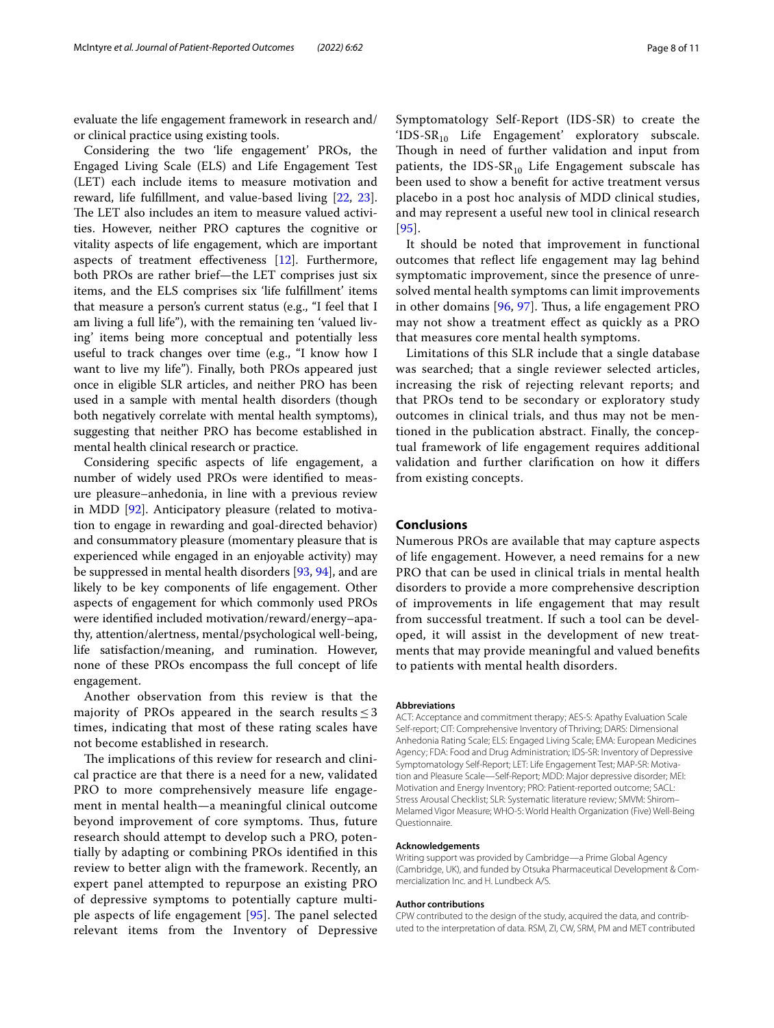evaluate the life engagement framework in research and/or clinical practice using existing tools.

Considering the two 'life engagement' PROs, the Engaged Living Scale (ELS) and Life Engagement Test (LET) each include items to measure motivation and reward, life fulfillment, and value-based living [22, 23]. The LET also includes an item to measure valued activities. However, neither PRO captures the cognitive or vitality aspects of life engagement, which are important aspects of treatment effectiveness [12]. Furthermore, both PROs are rather brief—the LET comprises just six items, and the ELS comprises six 'life fulfillment' items that measure a person's current status (e.g., "I feel that I am living a full life"), with the remaining ten 'valued living' items being more conceptual and potentially less useful to track changes over time (e.g., "I know how I want to live my life"). Finally, both PROs appeared just once in eligible SLR articles, and neither PRO has been used in a sample with mental health disorders (though both negatively correlate with mental health symptoms), suggesting that neither PRO has become established in mental health clinical research or practice.

Considering specific aspects of life engagement, a number of widely used PROs were identified to measure pleasure–anhedonia, in line with a previous review in MDD [92]. Anticipatory pleasure (related to motivation to engage in rewarding and goal-directed behavior) and consummatory pleasure (momentary pleasure that is experienced while engaged in an enjoyable activity) may be suppressed in mental health disorders [93, 94], and are likely to be key components of life engagement. Other aspects of engagement for which commonly used PROs were identified included motivation/reward/energy–apathy, attention/alertness, mental/psychological well-being, life satisfaction/meaning, and rumination. However, none of these PROs encompass the full concept of life engagement.

Another observation from this review is that the majority of PROs appeared in the search results $\leq 3$ times, indicating that most of these rating scales have not become established in research.

The implications of this review for research and clinical practice are that there is a need for a new, validated PRO to more comprehensively measure life engagement in mental health—a meaningful clinical outcome beyond improvement of core symptoms. Thus, future research should attempt to develop such a PRO, potentially by adapting or combining PROs identified in this review to better align with the framework. Recently, an expert panel attempted to repurpose an existing PRO of depressive symptoms to potentially capture multiple aspects of life engagement [95]. The panel selected relevant items from the Inventory of Depressive Symptomatology Self-Report (IDS-SR) to create the 'IDS-SR$_{10}$ Life Engagement' exploratory subscale. Though in need of further validation and input from patients, the IDS-SR$_{10}$ Life Engagement subscale has been used to show a benefit for active treatment versus placebo in a post hoc analysis of MDD clinical studies, and may represent a useful new tool in clinical research [95].

It should be noted that improvement in functional outcomes that reflect life engagement may lag behind symptomatic improvement, since the presence of unresolved mental health symptoms can limit improvements in other domains [96, 97]. Thus, a life engagement PRO may not show a treatment effect as quickly as a PRO that measures core mental health symptoms.

Limitations of this SLR include that a single database was searched; that a single reviewer selected articles, increasing the risk of rejecting relevant reports; and that PROs tend to be secondary or exploratory study outcomes in clinical trials, and thus may not be mentioned in the publication abstract. Finally, the conceptual framework of life engagement requires additional validation and further clarification on how it differs from existing concepts.

## Conclusions

Numerous PROs are available that may capture aspects of life engagement. However, a need remains for a new PRO that can be used in clinical trials in mental health disorders to provide a more comprehensive description of improvements in life engagement that may result from successful treatment. If such a tool can be developed, it will assist in the development of new treatments that may provide meaningful and valued benefits to patients with mental health disorders.

#### Abbreviations

ACT: Acceptance and commitment therapy; AES-S: Apathy Evaluation Scale Self-report; CIT: Comprehensive Inventory of Thriving; DARS: Dimensional Anhedonia Rating Scale; ELS: Engaged Living Scale; EMA: European Medicines Agency; FDA: Food and Drug Administration; IDS-SR: Inventory of Depressive Symptomatology Self-Report; LET: Life Engagement Test; MAP-SR: Motivation and Pleasure Scale—Self-Report; MDD: Major depressive disorder; MEI: Motivation and Energy Inventory; PRO: Patient-reported outcome; SACL: Stress Arousal Checklist; SLR: Systematic literature review; SMVM: Shirom–Melamed Vigor Measure; WHO-5: World Health Organization (Five) Well-Being Questionnaire.

#### Acknowledgements

Writing support was provided by Cambridge—a Prime Global Agency (Cambridge, UK), and funded by Otsuka Pharmaceutical Development & Commercialization Inc. and H. Lundbeck A/S.

#### Author contributions

CPW contributed to the design of the study, acquired the data, and contributed to the interpretation of data. RSM, ZI, CW, SRM, PM and MET contributed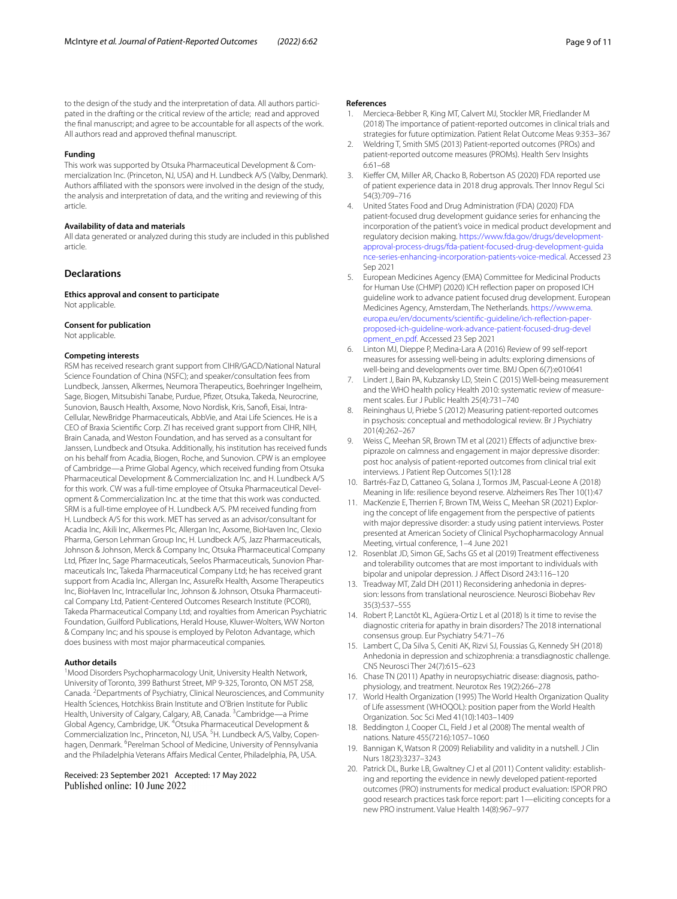to the design of the study and the interpretation of data. All authors participated in the drafting or the critical review of the article; read and approved the final manuscript; and agree to be accountable for all aspects of the work. All authors read and approved thefinal manuscript.

#### Funding

This work was supported by Otsuka Pharmaceutical Development & Commercialization Inc. (Princeton, NJ, USA) and H. Lundbeck A/S (Valby, Denmark). Authors affiliated with the sponsors were involved in the design of the study, the analysis and interpretation of data, and the writing and reviewing of this article.

#### Availability of data and materials

All data generated or analyzed during this study are included in this published article.

## Declarations

#### Ethics approval and consent to participate

Not applicable.

#### Consent for publication

Not applicable.

#### Competing interests

RSM has received research grant support from CIHR/GACD/National Natural Science Foundation of China (NSFC); and speaker/consultation fees from Lundbeck, Janssen, Alkermes, Neumora Therapeutics, Boehringer Ingelheim, Sage, Biogen, Mitsubishi Tanabe, Purdue, Pfizer, Otsuka, Takeda, Neurocrine, Sunovion, Bausch Health, Axsome, Novo Nordisk, Kris, Sanofi, Eisai, Intra-Cellular, NewBridge Pharmaceuticals, AbbVie, and Atai Life Sciences. He is a CEO of Braxia Scientific Corp. ZI has received grant support from CIHR, NIH, Brain Canada, and Weston Foundation, and has served as a consultant for Janssen, Lundbeck and Otsuka. Additionally, his institution has received funds on his behalf from Acadia, Biogen, Roche, and Sunovion. CPW is an employee of Cambridge—a Prime Global Agency, which received funding from Otsuka Pharmaceutical Development & Commercialization Inc. and H. Lundbeck A/S for this work. CW was a full-time employee of Otsuka Pharmaceutical Development & Commercialization Inc. at the time that this work was conducted. SRM is a full-time employee of H. Lundbeck A/S. PM received funding from H. Lundbeck A/S for this work. MET has served as an advisor/consultant for Acadia Inc, Akili Inc, Alkermes Plc, Allergan Inc, Axsome, BioHaven Inc, Clexio Pharma, Gerson Lehrman Group Inc, H. Lundbeck A/S, Jazz Pharmaceuticals, Johnson & Johnson, Merck & Company Inc, Otsuka Pharmaceutical Company Ltd, Pfizer Inc, Sage Pharmaceuticals, Seelos Pharmaceuticals, Sunovion Pharmaceuticals Inc, Takeda Pharmaceutical Company Ltd; he has received grant support from Acadia Inc, Allergan Inc, AssureRx Health, Axsome Therapeutics Inc, BioHaven Inc, Intracellular Inc, Johnson & Johnson, Otsuka Pharmaceutical Company Ltd, Patient-Centered Outcomes Research Institute (PCORI), Takeda Pharmaceutical Company Ltd; and royalties from American Psychiatric Foundation, Guilford Publications, Herald House, Kluwer-Wolters, WW Norton & Company Inc; and his spouse is employed by Peloton Advantage, which does business with most major pharmaceutical companies.

#### Author details

[1]Mood Disorders Psychopharmacology Unit, University Health Network, University of Toronto, 399 Bathurst Street, MP 9-325, Toronto, ON M5T 2S8, Canada. [2]Departments of Psychiatry, Clinical Neurosciences, and Community Health Sciences, Hotchkiss Brain Institute and O'Brien Institute for Public Health, University of Calgary, Calgary, AB, Canada. [3]Cambridge—a Prime Global Agency, Cambridge, UK. [4]Otsuka Pharmaceutical Development & Commercialization Inc., Princeton, NJ, USA. [5]H. Lundbeck A/S, Valby, Copenhagen, Denmark. [6]Perelman School of Medicine, University of Pennsylvania and the Philadelphia Veterans Affairs Medical Center, Philadelphia, PA, USA.

Received: 23 September 2021 Accepted: 17 May 2022
Published online: 10 June 2022

#### References

1. Mercieca-Bebber R, King MT, Calvert MJ, Stockler MR, Friedlander M (2018) The importance of patient-reported outcomes in clinical trials and strategies for future optimization. Patient Relat Outcome Meas 9:353–367
2. Weldring T, Smith SMS (2013) Patient-reported outcomes (PROs) and patient-reported outcome measures (PROMs). Health Serv Insights 6:61–68
3. Kieffer CM, Miller AR, Chacko B, Robertson AS (2020) FDA reported use of patient experience data in 2018 drug approvals. Ther Innov Regul Sci 54(3):709–716
4. United States Food and Drug Administration (FDA) (2020) FDA patient-focused drug development guidance series for enhancing the incorporation of the patient's voice in medical product development and regulatory decision making. https://www.fda.gov/drugs/development-approval-process-drugs/fda-patient-focused-drug-development-guidance-series-enhancing-incorporation-patients-voice-medical. Accessed 23 Sep 2021
5. European Medicines Agency (EMA) Committee for Medicinal Products for Human Use (CHMP) (2020) ICH reflection paper on proposed ICH guideline work to advance patient focused drug development. European Medicines Agency, Amsterdam, The Netherlands. https://www.ema.europa.eu/en/documents/scientific-guideline/ich-reflection-paper-proposed-ich-guideline-work-advance-patient-focused-drug-development_en.pdf. Accessed 23 Sep 2021
6. Linton MJ, Dieppe P, Medina-Lara A (2016) Review of 99 self-report measures for assessing well-being in adults: exploring dimensions of well-being and developments over time. BMJ Open 6(7):e010641
7. Lindert J, Bain PA, Kubzansky LD, Stein C (2015) Well-being measurement and the WHO health policy Health 2010: systematic review of measurement scales. Eur J Public Health 25(4):731–740
8. Reininghaus U, Priebe S (2012) Measuring patient-reported outcomes in psychosis: conceptual and methodological review. Br J Psychiatry 201(4):262–267
9. Weiss C, Meehan SR, Brown TM et al (2021) Effects of adjunctive brexpiprazole on calmness and engagement in major depressive disorder: post hoc analysis of patient-reported outcomes from clinical trial exit interviews. J Patient Rep Outcomes 5(1):128
10. Bartrés-Faz D, Cattaneo G, Solana J, Tormos JM, Pascual-Leone A (2018) Meaning in life: resilience beyond reserve. Alzheimers Res Ther 10(1):47
11. MacKenzie E, Therrien F, Brown TM, Weiss C, Meehan SR (2021) Exploring the concept of life engagement from the perspective of patients with major depressive disorder: a study using patient interviews. Poster presented at American Society of Clinical Psychopharmacology Annual Meeting, virtual conference, 1–4 June 2021
12. Rosenblat JD, Simon GE, Sachs GS et al (2019) Treatment effectiveness and tolerability outcomes that are most important to individuals with bipolar and unipolar depression. J Affect Disord 243:116–120
13. Treadway MT, Zald DH (2011) Reconsidering anhedonia in depression: lessons from translational neuroscience. Neurosci Biobehav Rev 35(3):537–555
14. Robert P, Lanctôt KL, Agüera-Ortiz L et al (2018) Is it time to revise the diagnostic criteria for apathy in brain disorders? The 2018 international consensus group. Eur Psychiatry 54:71–76
15. Lambert C, Da Silva S, Ceniti AK, Rizvi SJ, Foussias G, Kennedy SH (2018) Anhedonia in depression and schizophrenia: a transdiagnostic challenge. CNS Neurosci Ther 24(7):615–623
16. Chase TN (2011) Apathy in neuropsychiatric disease: diagnosis, pathophysiology, and treatment. Neurotox Res 19(2):266–278
17. World Health Organization (1995) The World Health Organization Quality of Life assessment (WHOQOL): position paper from the World Health Organization. Soc Sci Med 41(10):1403–1409
18. Beddington J, Cooper CL, Field J et al (2008) The mental wealth of nations. Nature 455(7216):1057–1060
19. Bannigan K, Watson R (2009) Reliability and validity in a nutshell. J Clin Nurs 18(23):3237–3243
20. Patrick DL, Burke LB, Gwaltney CJ et al (2011) Content validity: establishing and reporting the evidence in newly developed patient-reported outcomes (PRO) instruments for medical product evaluation: ISPOR PRO good research practices task force report: part 1—eliciting concepts for a new PRO instrument. Value Health 14(8):967–977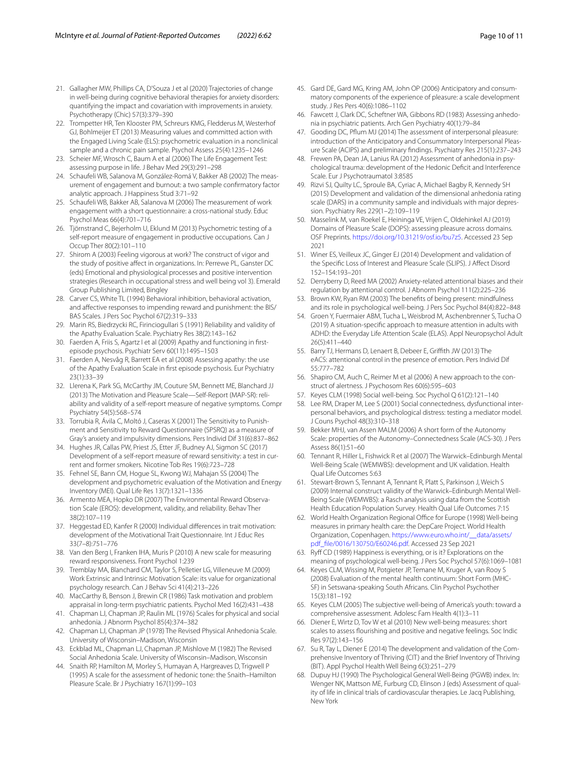21. Gallagher MW, Phillips CA, D'Souza J et al (2020) Trajectories of change in well-being during cognitive behavioral therapies for anxiety disorders: quantifying the impact and covariation with improvements in anxiety. Psychotherapy (Chic) 57(3):379–390
22. Trompetter HR, Ten Klooster PM, Schreurs KMG, Fledderus M, Westerhof GJ, Bohlmeijer ET (2013) Measuring values and committed action with the Engaged Living Scale (ELS): psychometric evaluation in a nonclinical sample and a chronic pain sample. Psychol Assess 25(4):1235–1246
23. Scheier MF, Wrosch C, Baum A et al (2006) The Life Engagement Test: assessing purpose in life. J Behav Med 29(3):291–298
24. Schaufeli WB, Salanova M, González-Romá V, Bakker AB (2002) The measurement of engagement and burnout: a two sample confirmatory factor analytic approach. J Happiness Stud 3:71–92
25. Schaufeli WB, Bakker AB, Salanova M (2006) The measurement of work engagement with a short questionnaire: a cross-national study. Educ Psychol Meas 66(4):701–716
26. Tjörnstrand C, Bejerholm U, Eklund M (2013) Psychometric testing of a self-report measure of engagement in productive occupations. Can J Occup Ther 80(2):101–110
27. Shirom A (2003) Feeling vigorous at work? The construct of vigor and the study of positive affect in organizations. In: Perrewe PL, Ganster DC (eds) Emotional and physiological processes and positive intervention strategies (Research in occupational stress and well being vol 3). Emerald Group Publishing Limited, Bingley
28. Carver CS, White TL (1994) Behavioral inhibition, behavioral activation, and affective responses to impending reward and punishment: the BIS/BAS Scales. J Pers Soc Psychol 67(2):319–333
29. Marin RS, Biedrzycki RC, Firinciogullari S (1991) Reliability and validity of the Apathy Evaluation Scale. Psychiatry Res 38(2):143–162
30. Faerden A, Friis S, Agartz I et al (2009) Apathy and functioning in first-episode psychosis. Psychiatr Serv 60(11):1495–1503
31. Faerden A, Nesvåg R, Barrett EA et al (2008) Assessing apathy: the use of the Apathy Evaluation Scale in first episode psychosis. Eur Psychiatry 23(1):33–39
32. Llerena K, Park SG, McCarthy JM, Couture SM, Bennett ME, Blanchard JJ (2013) The Motivation and Pleasure Scale—Self-Report (MAP-SR): reliability and validity of a self-report measure of negative symptoms. Compr Psychiatry 54(5):568–574
33. Torrubia R, Ávila C, Moltó J, Caseras X (2001) The Sensitivity to Punishment and Sensitivity to Reward Questionnaire (SPSRQ) as a measure of Gray's anxiety and impulsivity dimensions. Pers Individ Dif 31(6):837–862
34. Hughes JR, Callas PW, Priest JS, Etter JF, Budney AJ, Sigmon SC (2017) Development of a self-report measure of reward sensitivity: a test in current and former smokers. Nicotine Tob Res 19(6):723–728
35. Fehnel SE, Bann CM, Hogue SL, Kwong WJ, Mahajan SS (2004) The development and psychometric evaluation of the Motivation and Energy Inventory (MEI). Qual Life Res 13(7):1321–1336
36. Armento MEA, Hopko DR (2007) The Environmental Reward Observation Scale (EROS): development, validity, and reliability. Behav Ther 38(2):107–119
37. Heggestad ED, Kanfer R (2000) Individual differences in trait motivation: development of the Motivational Trait Questionnaire. Int J Educ Res 33(7–8):751–776
38. Van den Berg I, Franken IHA, Muris P (2010) A new scale for measuring reward responsiveness. Front Psychol 1:239
39. Tremblay MA, Blanchard CM, Taylor S, Pelletier LG, Villeneuve M (2009) Work Extrinsic and Intrinsic Motivation Scale: its value for organizational psychology research. Can J Behav Sci 41(4):213–226
40. MacCarthy B, Benson J, Brewin CR (1986) Task motivation and problem appraisal in long-term psychiatric patients. Psychol Med 16(2):431–438
41. Chapman LJ, Chapman JP, Raulin ML (1976) Scales for physical and social anhedonia. J Abnorm Psychol 85(4):374–382
42. Chapman LJ, Chapman JP (1978) The Revised Physical Anhedonia Scale. University of Wisconsin–Madison, Wisconsin
43. Eckblad ML, Chapman LJ, Chapman JP, Mishlove M (1982) The Revised Social Anhedonia Scale. University of Wisconsin–Madison, Wisconsin
44. Snaith RP, Hamilton M, Morley S, Humayan A, Hargreaves D, Trigwell P (1995) A scale for the assessment of hedonic tone: the Snaith–Hamilton Pleasure Scale. Br J Psychiatry 167(1):99–103
45. Gard DE, Gard MG, Kring AM, John OP (2006) Anticipatory and consummatory components of the experience of pleasure: a scale development study. J Res Pers 40(6):1086–1102
46. Fawcett J, Clark DC, Scheftner WA, Gibbons RD (1983) Assessing anhedonia in psychiatric patients. Arch Gen Psychiatry 40(1):79–84
47. Gooding DC, Pflum MJ (2014) The assessment of interpersonal pleasure: introduction of the Anticipatory and Consummatory Interpersonal Pleasure Scale (ACIPS) and preliminary findings. Psychiatry Res 215(1):237–243
48. Frewen PA, Dean JA, Lanius RA (2012) Assessment of anhedonia in psychological trauma: development of the Hedonic Deficit and Interference Scale. Eur J Psychotraumatol 3:8585
49. Rizvi SJ, Quilty LC, Sproule BA, Cyriac A, Michael Bagby R, Kennedy SH (2015) Development and validation of the dimensional anhedonia rating scale (DARS) in a community sample and individuals with major depression. Psychiatry Res 229(1–2):109–119
50. Masselink M, van Roekel E, Heininga VE, Vrijen C, Oldehinkel AJ (2019) Domains of Pleasure Scale (DOPS): assessing pleasure across domains. OSF Preprints. https://doi.org/10.31219/osf.io/bu7z5. Accessed 23 Sep 2021
51. Winer ES, Veilleux JC, Ginger EJ (2014) Development and validation of the Specific Loss of Interest and Pleasure Scale (SLIPS). J Affect Disord 152–154:193–201
52. Derryberry D, Reed MA (2002) Anxiety-related attentional biases and their regulation by attentional control. J Abnorm Psychol 111(2):225–236
53. Brown KW, Ryan RM (2003) The benefits of being present: mindfulness and its role in psychological well-being. J Pers Soc Psychol 84(4):822–848
54. Groen Y, Fuermaier ABM, Tucha L, Weisbrod M, Aschenbrenner S, Tucha O (2019) A situation-specific approach to measure attention in adults with ADHD: the Everyday Life Attention Scale (ELAS). Appl Neuropsychol Adult 26(5):411–440
55. Barry TJ, Hermans D, Lenaert B, Debeer E, Griffith JW (2013) The eACS: attentional control in the presence of emotion. Pers Individ Dif 55:777–782
56. Shapiro CM, Auch C, Reimer M et al (2006) A new approach to the construct of alertness. J Psychosom Res 60(6):595–603
57. Keyes CLM (1998) Social well-being. Soc Psychol Q 61(2):121–140
58. Lee RM, Draper M, Lee S (2001) Social connectedness, dysfunctional interpersonal behaviors, and psychological distress: testing a mediator model. J Couns Psychol 48(3):310–318
59. Bekker MHJ, van Assen MALM (2006) A short form of the Autonomy Scale: properties of the Autonomy–Connectedness Scale (ACS-30). J Pers Assess 86(1):51–60
60. Tennant R, Hiller L, Fishwick R et al (2007) The Warwick–Edinburgh Mental Well-Being Scale (WEMWBS): development and UK validation. Health Qual Life Outcomes 5:63
61. Stewart-Brown S, Tennant A, Tennant R, Platt S, Parkinson J, Weich S (2009) Internal construct validity of the Warwick–Edinburgh Mental Well-Being Scale (WEMWBS): a Rasch analysis using data from the Scottish Health Education Population Survey. Health Qual Life Outcomes 7:15
62. World Health Organization Regional Office for Europe (1998) Well-being measures in primary health care: the DepCare Project. World Health Organization, Copenhagen. https://www.euro.who.int/__data/assets/pdf_file/0016/130750/E60246.pdf. Accessed 23 Sep 2021
63. Ryff CD (1989) Happiness is everything, or is it? Explorations on the meaning of psychological well-being. J Pers Soc Psychol 57(6):1069–1081
64. Keyes CLM, Wissing M, Potgieter JP, Temane M, Kruger A, van Rooy S (2008) Evaluation of the mental health continuum: Short Form (MHC-SF) in Setswana-speaking South Africans. Clin Psychol Psychother 15(3):181–192
65. Keyes CLM (2005) The subjective well-being of America's youth: toward a comprehensive assessment. Adolesc Fam Health 4(1):3–11
66. Diener E, Wirtz D, Tov W et al (2010) New well-being measures: short scales to assess flourishing and positive and negative feelings. Soc Indic Res 97(2):143–156
67. Su R, Tay L, Diener E (2014) The development and validation of the Comprehensive Inventory of Thriving (CIT) and the Brief Inventory of Thriving (BIT). Appl Psychol Health Well Being 6(3):251–279
68. Dupuy HJ (1990) The Psychological General Well-Being (PGWB) index. In: Wenger NK, Mattson ME, Furburg CD, Elinson J (eds) Assessment of quality of life in clinical trials of cardiovascular therapies. Le Jacq Publishing, New York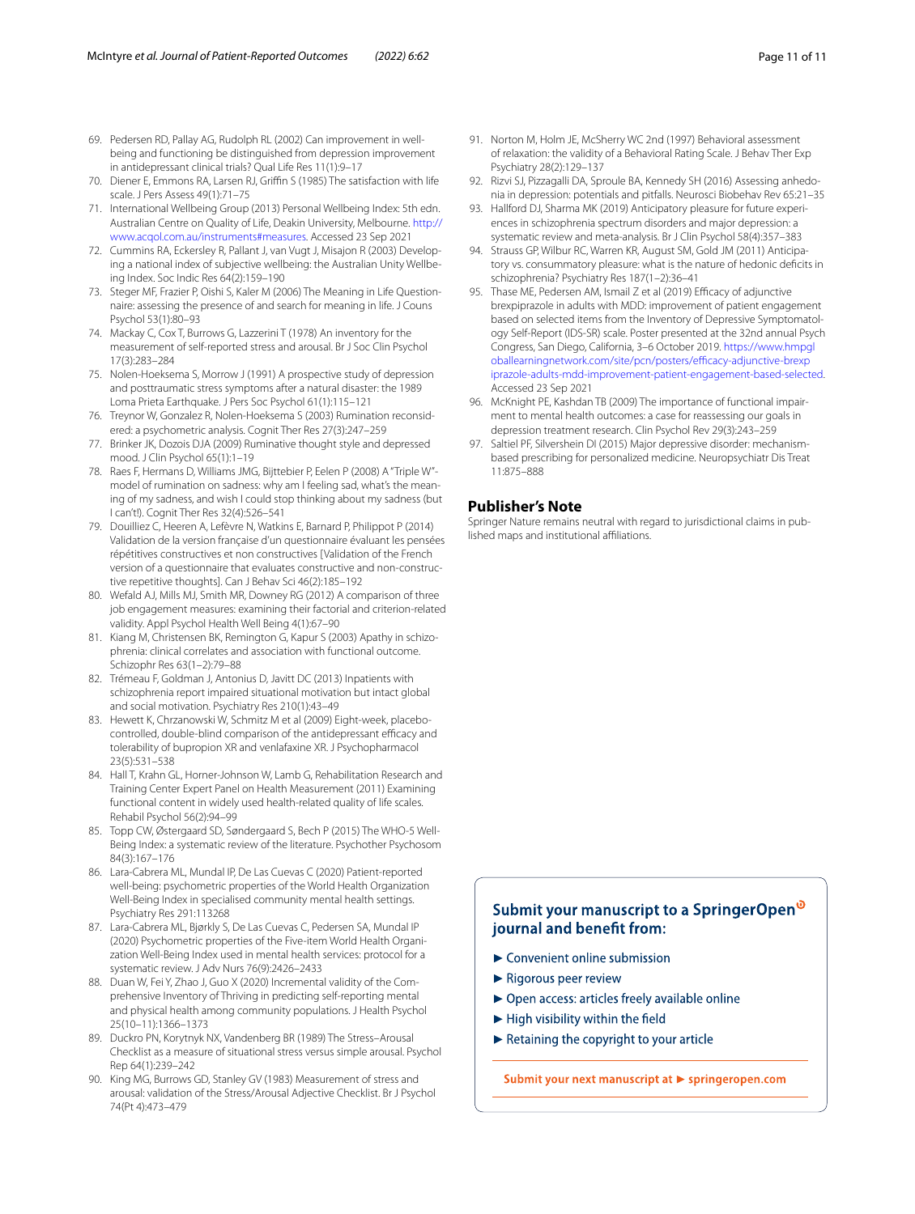69. Pedersen RD, Pallay AG, Rudolph RL (2002) Can improvement in well-being and functioning be distinguished from depression improvement in antidepressant clinical trials? Qual Life Res 11(1):9–17
70. Diener E, Emmons RA, Larsen RJ, Griffin S (1985) The satisfaction with life scale. J Pers Assess 49(1):71–75
71. International Wellbeing Group (2013) Personal Wellbeing Index: 5th edn. Australian Centre on Quality of Life, Deakin University, Melbourne. http://www.acqol.com.au/instruments#measures. Accessed 23 Sep 2021
72. Cummins RA, Eckersley R, Pallant J, van Vugt J, Misajon R (2003) Developing a national index of subjective wellbeing: the Australian Unity Wellbeing Index. Soc Indic Res 64(2):159–190
73. Steger MF, Frazier P, Oishi S, Kaler M (2006) The Meaning in Life Questionnaire: assessing the presence of and search for meaning in life. J Couns Psychol 53(1):80–93
74. Mackay C, Cox T, Burrows G, Lazzerini T (1978) An inventory for the measurement of self-reported stress and arousal. Br J Soc Clin Psychol 17(3):283–284
75. Nolen-Hoeksema S, Morrow J (1991) A prospective study of depression and posttraumatic stress symptoms after a natural disaster: the 1989 Loma Prieta Earthquake. J Pers Soc Psychol 61(1):115–121
76. Treynor W, Gonzalez R, Nolen-Hoeksema S (2003) Rumination reconsidered: a psychometric analysis. Cognit Ther Res 27(3):247–259
77. Brinker JK, Dozois DJA (2009) Ruminative thought style and depressed mood. J Clin Psychol 65(1):1–19
78. Raes F, Hermans D, Williams JMG, Bijttebier P, Eelen P (2008) A "Triple W"-model of rumination on sadness: why am I feeling sad, what's the meaning of my sadness, and wish I could stop thinking about my sadness (but I can't!). Cognit Ther Res 32(4):526–541
79. Douilliez C, Heeren A, Lefèvre N, Watkins E, Barnard P, Philippot P (2014) Validation de la version française d'un questionnaire évaluant les pensées répétitives constructives et non constructives [Validation of the French version of a questionnaire that evaluates constructive and non-constructive repetitive thoughts]. Can J Behav Sci 46(2):185–192
80. Wefald AJ, Mills MJ, Smith MR, Downey RG (2012) A comparison of three job engagement measures: examining their factorial and criterion-related validity. Appl Psychol Health Well Being 4(1):67–90
81. Kiang M, Christensen BK, Remington G, Kapur S (2003) Apathy in schizophrenia: clinical correlates and association with functional outcome. Schizophr Res 63(1–2):79–88
82. Trémeau F, Goldman J, Antonius D, Javitt DC (2013) Inpatients with schizophrenia report impaired situational motivation but intact global and social motivation. Psychiatry Res 210(1):43–49
83. Hewett K, Chrzanowski W, Schmitz M et al (2009) Eight-week, placebo-controlled, double-blind comparison of the antidepressant efficacy and tolerability of bupropion XR and venlafaxine XR. J Psychopharmacol 23(5):531–538
84. Hall T, Krahn GL, Horner-Johnson W, Lamb G, Rehabilitation Research and Training Center Expert Panel on Health Measurement (2011) Examining functional content in widely used health-related quality of life scales. Rehabil Psychol 56(2):94–99
85. Topp CW, Østergaard SD, Søndergaard S, Bech P (2015) The WHO-5 Well-Being Index: a systematic review of the literature. Psychother Psychosom 84(3):167–176
86. Lara-Cabrera ML, Mundal IP, De Las Cuevas C (2020) Patient-reported well-being: psychometric properties of the World Health Organization Well-Being Index in specialised community mental health settings. Psychiatry Res 291:113268
87. Lara-Cabrera ML, Bjørkly S, De Las Cuevas C, Pedersen SA, Mundal IP (2020) Psychometric properties of the Five-item World Health Organization Well-Being Index used in mental health services: protocol for a systematic review. J Adv Nurs 76(9):2426–2433
88. Duan W, Fei Y, Zhao J, Guo X (2020) Incremental validity of the Comprehensive Inventory of Thriving in predicting self-reporting mental and physical health among community populations. J Health Psychol 25(10–11):1366–1373
89. Duckro PN, Korytnyk NX, Vandenberg BR (1989) The Stress–Arousal Checklist as a measure of situational stress versus simple arousal. Psychol Rep 64(1):239–242
90. King MG, Burrows GD, Stanley GV (1983) Measurement of stress and arousal: validation of the Stress/Arousal Adjective Checklist. Br J Psychol 74(Pt 4):473–479
91. Norton M, Holm JE, McSherry WC 2nd (1997) Behavioral assessment of relaxation: the validity of a Behavioral Rating Scale. J Behav Ther Exp Psychiatry 28(2):129–137
92. Rizvi SJ, Pizzagalli DA, Sproule BA, Kennedy SH (2016) Assessing anhedonia in depression: potentials and pitfalls. Neurosci Biobehav Rev 65:21–35
93. Hallford DJ, Sharma MK (2019) Anticipatory pleasure for future experiences in schizophrenia spectrum disorders and major depression: a systematic review and meta-analysis. Br J Clin Psychol 58(4):357–383
94. Strauss GP, Wilbur RC, Warren KR, August SM, Gold JM (2011) Anticipatory vs. consummatory pleasure: what is the nature of hedonic deficits in schizophrenia? Psychiatry Res 187(1–2):36–41
95. Thase ME, Pedersen AM, Ismail Z et al (2019) Efficacy of adjunctive brexpiprazole in adults with MDD: improvement of patient engagement based on selected items from the Inventory of Depressive Symptomatology Self-Report (IDS-SR) scale. Poster presented at the 32nd annual Psych Congress, San Diego, California, 3–6 October 2019. https://www.hmpglobalearningnetwork.com/site/pcn/posters/efficacy-adjunctive-brexpiprazole-adults-mdd-improvement-patient-engagement-based-selected. Accessed 23 Sep 2021
96. McKnight PE, Kashdan TB (2009) The importance of functional impairment to mental health outcomes: a case for reassessing our goals in depression treatment research. Clin Psychol Rev 29(3):243–259
97. Saltiel PF, Silvershein DI (2015) Major depressive disorder: mechanism-based prescribing for personalized medicine. Neuropsychiatr Dis Treat 11:875–888

## Publisher's Note

Springer Nature remains neutral with regard to jurisdictional claims in published maps and institutional affiliations.

**Submit your manuscript to a SpringerOpen journal and benefit from:**

- ► Convenient online submission
- ► Rigorous peer review
- ► Open access: articles freely available online
- ► High visibility within the field
- ► Retaining the copyright to your article

**Submit your next manuscript at ► springeropen.com**